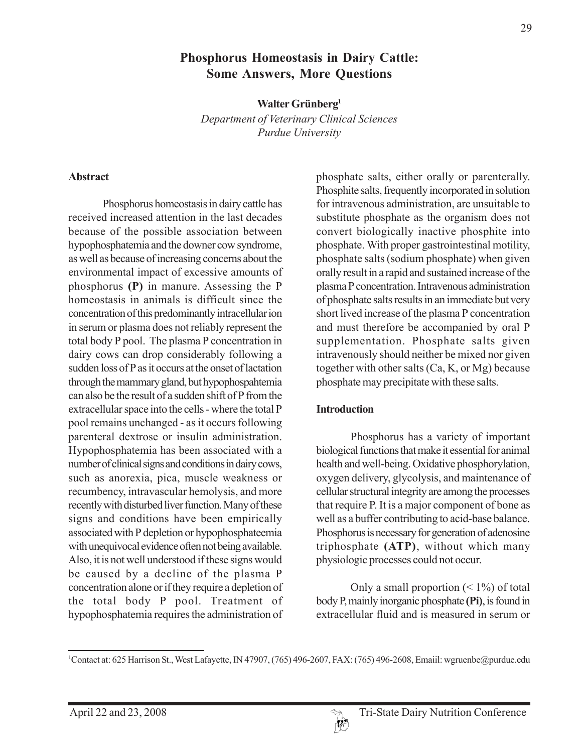# Phosphorus Homeostasis in Dairy Cattle: Some Answers, More Questions

**Walter Grünberg**[1]

*Department of Veterinary Clinical Sciences*
*Purdue University*

## Abstract

Phosphorus homeostasis in dairy cattle has received increased attention in the last decades because of the possible association between hypophosphatemia and the downer cow syndrome, as well as because of increasing concerns about the environmental impact of excessive amounts of phosphorus **(P)** in manure. Assessing the P homeostasis in animals is difficult since the concentration of this predominantly intracellular ion in serum or plasma does not reliably represent the total body P pool. The plasma P concentration in dairy cows can drop considerably following a sudden loss of P as it occurs at the onset of lactation through the mammary gland, but hypophospahtemia can also be the result of a sudden shift of P from the extracellular space into the cells - where the total P pool remains unchanged - as it occurs following parenteral dextrose or insulin administration. Hypophosphatemia has been associated with a number of clinical signs and conditions in dairy cows, such as anorexia, pica, muscle weakness or recumbency, intravascular hemolysis, and more recently with disturbed liver function. Many of these signs and conditions have been empirically associated with P depletion or hypophosphateemia with unequivocal evidence often not being available. Also, it is not well understood if these signs would be caused by a decline of the plasma P concentration alone or if they require a depletion of the total body P pool. Treatment of hypophosphatemia requires the administration of phosphate salts, either orally or parenterally. Phosphite salts, frequently incorporated in solution for intravenous administration, are unsuitable to substitute phosphate as the organism does not convert biologically inactive phosphite into phosphate. With proper gastrointestinal motility, phosphate salts (sodium phosphate) when given orally result in a rapid and sustained increase of the plasma P concentration. Intravenous administration of phosphate salts results in an immediate but very short lived increase of the plasma P concentration and must therefore be accompanied by oral P supplementation. Phosphate salts given intravenously should neither be mixed nor given together with other salts (Ca, K, or Mg) because phosphate may precipitate with these salts.

## Introduction

Phosphorus has a variety of important biological functions that make it essential for animal health and well-being. Oxidative phosphorylation, oxygen delivery, glycolysis, and maintenance of cellular structural integrity are among the processes that require P. It is a major component of bone as well as a buffer contributing to acid-base balance. Phosphorus is necessary for generation of adenosine triphosphate **(ATP)**, without which many physiologic processes could not occur.

Only a small proportion (< 1%) of total body P, mainly inorganic phosphate **(Pi)**, is found in extracellular fluid and is measured in serum or

[1]Contact at: 625 Harrison St., West Lafayette, IN 47907, (765) 496-2607, FAX: (765) 496-2608, Emaiil: wgruenbe@purdue.edu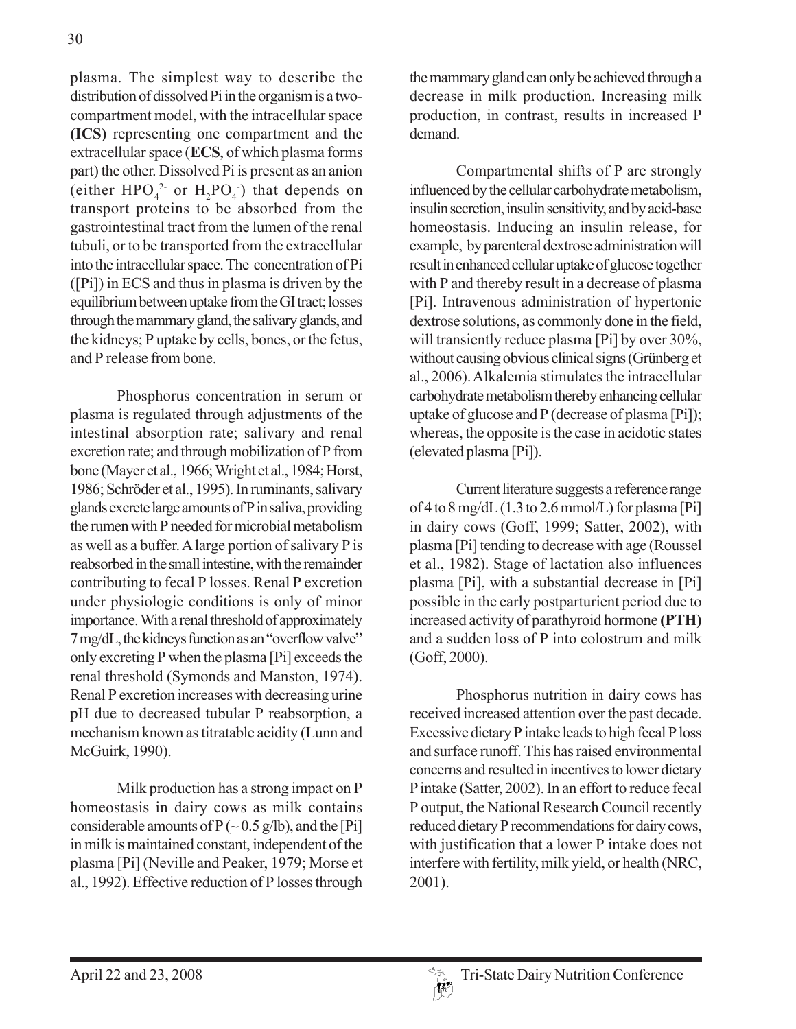plasma. The simplest way to describe the distribution of dissolved Pi in the organism is a two-compartment model, with the intracellular space **(ICS)** representing one compartment and the extracellular space (**ECS**, of which plasma forms part) the other. Dissolved Pi is present as an anion (either $HPO_4^{2-}$ or $H_2PO_4^-$) that depends on transport proteins to be absorbed from the gastrointestinal tract from the lumen of the renal tubuli, or to be transported from the extracellular into the intracellular space. The concentration of Pi ([Pi]) in ECS and thus in plasma is driven by the equilibrium between uptake from the GI tract; losses through the mammary gland, the salivary glands, and the kidneys; P uptake by cells, bones, or the fetus, and P release from bone.

Phosphorus concentration in serum or plasma is regulated through adjustments of the intestinal absorption rate; salivary and renal excretion rate; and through mobilization of P from bone (Mayer et al., 1966; Wright et al., 1984; Horst, 1986; Schröder et al., 1995). In ruminants, salivary glands excrete large amounts of P in saliva, providing the rumen with P needed for microbial metabolism as well as a buffer. A large portion of salivary P is reabsorbed in the small intestine, with the remainder contributing to fecal P losses. Renal P excretion under physiologic conditions is only of minor importance. With a renal threshold of approximately 7 mg/dL, the kidneys function as an "overflow valve" only excreting P when the plasma [Pi] exceeds the renal threshold (Symonds and Manston, 1974). Renal P excretion increases with decreasing urine pH due to decreased tubular P reabsorption, a mechanism known as titratable acidity (Lunn and McGuirk, 1990).

Milk production has a strong impact on P homeostasis in dairy cows as milk contains considerable amounts of P (~ 0.5 g/lb), and the [Pi] in milk is maintained constant, independent of the plasma [Pi] (Neville and Peaker, 1979; Morse et al., 1992). Effective reduction of P losses through the mammary gland can only be achieved through a decrease in milk production. Increasing milk production, in contrast, results in increased P demand.

Compartmental shifts of P are strongly influenced by the cellular carbohydrate metabolism, insulin secretion, insulin sensitivity, and by acid-base homeostasis. Inducing an insulin release, for example, by parenteral dextrose administration will result in enhanced cellular uptake of glucose together with P and thereby result in a decrease of plasma [Pi]. Intravenous administration of hypertonic dextrose solutions, as commonly done in the field, will transiently reduce plasma [Pi] by over 30%, without causing obvious clinical signs (Grünberg et al., 2006). Alkalemia stimulates the intracellular carbohydrate metabolism thereby enhancing cellular uptake of glucose and P (decrease of plasma [Pi]); whereas, the opposite is the case in acidotic states (elevated plasma [Pi]).

Current literature suggests a reference range of 4 to 8 mg/dL (1.3 to 2.6 mmol/L) for plasma [Pi] in dairy cows (Goff, 1999; Satter, 2002), with plasma [Pi] tending to decrease with age (Roussel et al., 1982). Stage of lactation also influences plasma [Pi], with a substantial decrease in [Pi] possible in the early postparturient period due to increased activity of parathyroid hormone **(PTH)** and a sudden loss of P into colostrum and milk (Goff, 2000).

Phosphorus nutrition in dairy cows has received increased attention over the past decade. Excessive dietary P intake leads to high fecal P loss and surface runoff. This has raised environmental concerns and resulted in incentives to lower dietary P intake (Satter, 2002). In an effort to reduce fecal P output, the National Research Council recently reduced dietary P recommendations for dairy cows, with justification that a lower P intake does not interfere with fertility, milk yield, or health (NRC, 2001).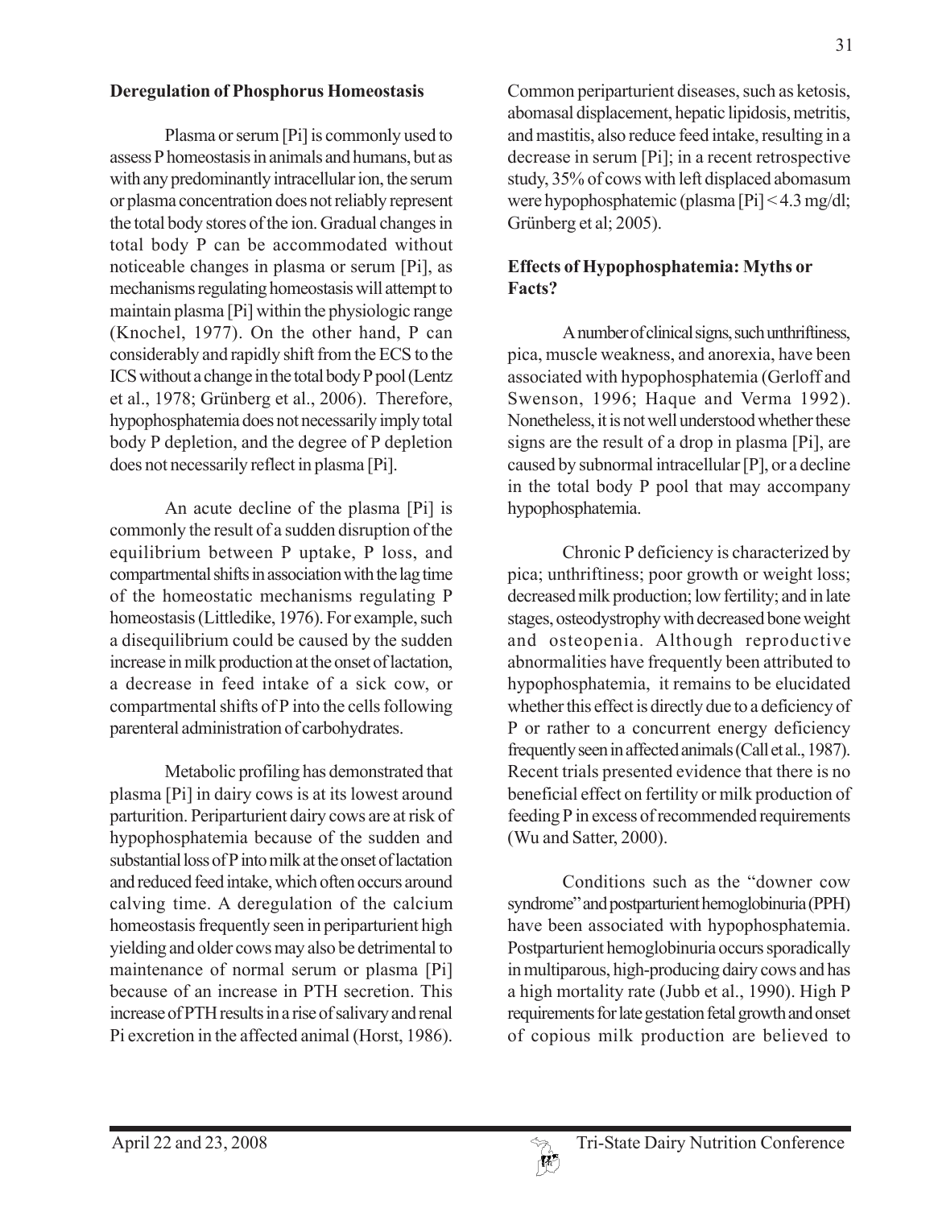## Deregulation of Phosphorus Homeostasis

Plasma or serum [Pi] is commonly used to assess P homeostasis in animals and humans, but as with any predominantly intracellular ion, the serum or plasma concentration does not reliably represent the total body stores of the ion. Gradual changes in total body P can be accommodated without noticeable changes in plasma or serum [Pi], as mechanisms regulating homeostasis will attempt to maintain plasma [Pi] within the physiologic range (Knochel, 1977). On the other hand, P can considerably and rapidly shift from the ECS to the ICS without a change in the total body P pool (Lentz et al., 1978; Grünberg et al., 2006). Therefore, hypophosphatemia does not necessarily imply total body P depletion, and the degree of P depletion does not necessarily reflect in plasma [Pi].

An acute decline of the plasma [Pi] is commonly the result of a sudden disruption of the equilibrium between P uptake, P loss, and compartmental shifts in association with the lag time of the homeostatic mechanisms regulating P homeostasis (Littledike, 1976). For example, such a disequilibrium could be caused by the sudden increase in milk production at the onset of lactation, a decrease in feed intake of a sick cow, or compartmental shifts of P into the cells following parenteral administration of carbohydrates.

Metabolic profiling has demonstrated that plasma [Pi] in dairy cows is at its lowest around parturition. Periparturient dairy cows are at risk of hypophosphatemia because of the sudden and substantial loss of P into milk at the onset of lactation and reduced feed intake, which often occurs around calving time. A deregulation of the calcium homeostasis frequently seen in periparturient high yielding and older cows may also be detrimental to maintenance of normal serum or plasma [Pi] because of an increase in PTH secretion. This increase of PTH results in a rise of salivary and renal Pi excretion in the affected animal (Horst, 1986). Common periparturient diseases, such as ketosis, abomasal displacement, hepatic lipidosis, metritis, and mastitis, also reduce feed intake, resulting in a decrease in serum [Pi]; in a recent retrospective study, 35% of cows with left displaced abomasum were hypophosphatemic (plasma [Pi] < 4.3 mg/dl; Grünberg et al; 2005).

## Effects of Hypophosphatemia: Myths or Facts?

A number of clinical signs, such unthriftiness, pica, muscle weakness, and anorexia, have been associated with hypophosphatemia (Gerloff and Swenson, 1996; Haque and Verma 1992). Nonetheless, it is not well understood whether these signs are the result of a drop in plasma [Pi], are caused by subnormal intracellular [P], or a decline in the total body P pool that may accompany hypophosphatemia.

Chronic P deficiency is characterized by pica; unthriftiness; poor growth or weight loss; decreased milk production; low fertility; and in late stages, osteodystrophy with decreased bone weight and osteopenia. Although reproductive abnormalities have frequently been attributed to hypophosphatemia, it remains to be elucidated whether this effect is directly due to a deficiency of P or rather to a concurrent energy deficiency frequently seen in affected animals (Call et al., 1987). Recent trials presented evidence that there is no beneficial effect on fertility or milk production of feeding P in excess of recommended requirements (Wu and Satter, 2000).

Conditions such as the "downer cow syndrome" and postparturient hemoglobinuria (PPH) have been associated with hypophosphatemia. Postparturient hemoglobinuria occurs sporadically in multiparous, high-producing dairy cows and has a high mortality rate (Jubb et al., 1990). High P requirements for late gestation fetal growth and onset of copious milk production are believed to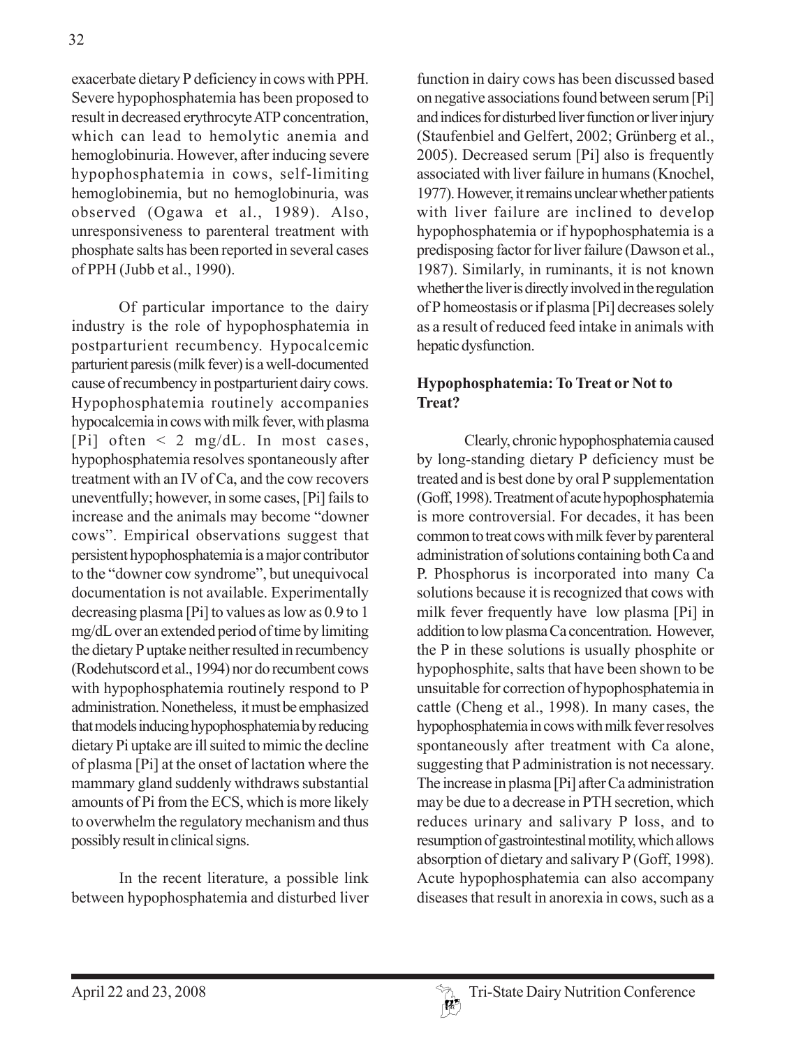exacerbate dietary P deficiency in cows with PPH. Severe hypophosphatemia has been proposed to result in decreased erythrocyte ATP concentration, which can lead to hemolytic anemia and hemoglobinuria. However, after inducing severe hypophosphatemia in cows, self-limiting hemoglobinemia, but no hemoglobinuria, was observed (Ogawa et al., 1989). Also, unresponsiveness to parenteral treatment with phosphate salts has been reported in several cases of PPH (Jubb et al., 1990).

Of particular importance to the dairy industry is the role of hypophosphatemia in postparturient recumbency. Hypocalcemic parturient paresis (milk fever) is a well-documented cause of recumbency in postparturient dairy cows. Hypophosphatemia routinely accompanies hypocalcemia in cows with milk fever, with plasma [Pi] often < 2 mg/dL. In most cases, hypophosphatemia resolves spontaneously after treatment with an IV of Ca, and the cow recovers uneventfully; however, in some cases, [Pi] fails to increase and the animals may become "downer cows". Empirical observations suggest that persistent hypophosphatemia is a major contributor to the "downer cow syndrome", but unequivocal documentation is not available. Experimentally decreasing plasma [Pi] to values as low as 0.9 to 1 mg/dL over an extended period of time by limiting the dietary P uptake neither resulted in recumbency (Rodehutscord et al., 1994) nor do recumbent cows with hypophosphatemia routinely respond to P administration. Nonetheless, it must be emphasized that models inducing hypophosphatemia by reducing dietary Pi uptake are ill suited to mimic the decline of plasma [Pi] at the onset of lactation where the mammary gland suddenly withdraws substantial amounts of Pi from the ECS, which is more likely to overwhelm the regulatory mechanism and thus possibly result in clinical signs.

In the recent literature, a possible link between hypophosphatemia and disturbed liver function in dairy cows has been discussed based on negative associations found between serum [Pi] and indices for disturbed liver function or liver injury (Staufenbiel and Gelfert, 2002; Grünberg et al., 2005). Decreased serum [Pi] also is frequently associated with liver failure in humans (Knochel, 1977). However, it remains unclear whether patients with liver failure are inclined to develop hypophosphatemia or if hypophosphatemia is a predisposing factor for liver failure (Dawson et al., 1987). Similarly, in ruminants, it is not known whether the liver is directly involved in the regulation of P homeostasis or if plasma [Pi] decreases solely as a result of reduced feed intake in animals with hepatic dysfunction.

## Hypophosphatemia: To Treat or Not to Treat?

Clearly, chronic hypophosphatemia caused by long-standing dietary P deficiency must be treated and is best done by oral P supplementation (Goff, 1998). Treatment of acute hypophosphatemia is more controversial. For decades, it has been common to treat cows with milk fever by parenteral administration of solutions containing both Ca and P. Phosphorus is incorporated into many Ca solutions because it is recognized that cows with milk fever frequently have low plasma [Pi] in addition to low plasma Ca concentration. However, the P in these solutions is usually phosphite or hypophosphite, salts that have been shown to be unsuitable for correction of hypophosphatemia in cattle (Cheng et al., 1998). In many cases, the hypophosphatemia in cows with milk fever resolves spontaneously after treatment with Ca alone, suggesting that P administration is not necessary. The increase in plasma [Pi] after Ca administration may be due to a decrease in PTH secretion, which reduces urinary and salivary P loss, and to resumption of gastrointestinal motility, which allows absorption of dietary and salivary P (Goff, 1998). Acute hypophosphatemia can also accompany diseases that result in anorexia in cows, such as a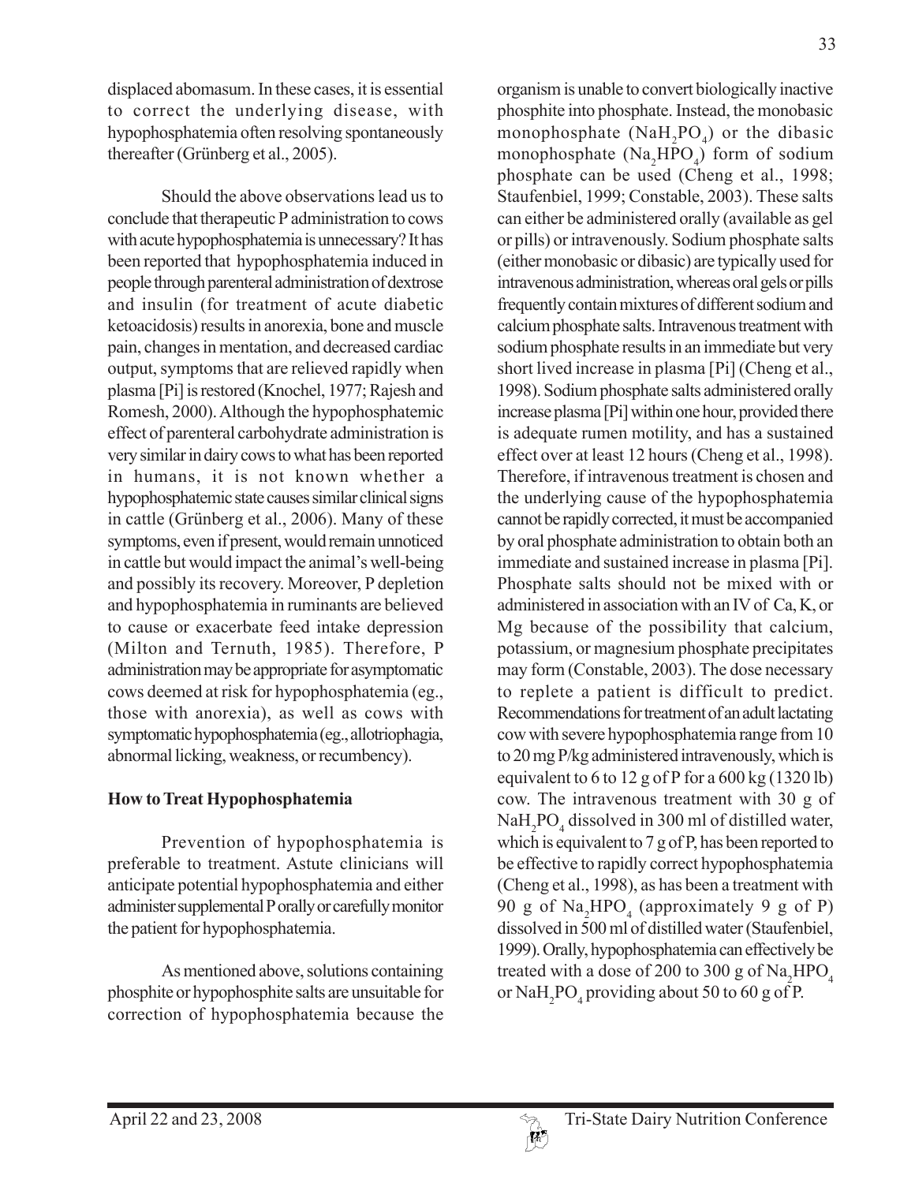displaced abomasum. In these cases, it is essential to correct the underlying disease, with hypophosphatemia often resolving spontaneously thereafter (Grünberg et al., 2005).

Should the above observations lead us to conclude that therapeutic P administration to cows with acute hypophosphatemia is unnecessary? It has been reported that hypophosphatemia induced in people through parenteral administration of dextrose and insulin (for treatment of acute diabetic ketoacidosis) results in anorexia, bone and muscle pain, changes in mentation, and decreased cardiac output, symptoms that are relieved rapidly when plasma [Pi] is restored (Knochel, 1977; Rajesh and Romesh, 2000). Although the hypophosphatemic effect of parenteral carbohydrate administration is very similar in dairy cows to what has been reported in humans, it is not known whether a hypophosphatemic state causes similar clinical signs in cattle (Grünberg et al., 2006). Many of these symptoms, even if present, would remain unnoticed in cattle but would impact the animal's well-being and possibly its recovery. Moreover, P depletion and hypophosphatemia in ruminants are believed to cause or exacerbate feed intake depression (Milton and Ternuth, 1985). Therefore, P administration may be appropriate for asymptomatic cows deemed at risk for hypophosphatemia (eg., those with anorexia), as well as cows with symptomatic hypophosphatemia (eg., allotriophagia, abnormal licking, weakness, or recumbency).

## How to Treat Hypophosphatemia

Prevention of hypophosphatemia is preferable to treatment. Astute clinicians will anticipate potential hypophosphatemia and either administer supplemental P orally or carefully monitor the patient for hypophosphatemia.

As mentioned above, solutions containing phosphite or hypophosphite salts are unsuitable for correction of hypophosphatemia because the organism is unable to convert biologically inactive phosphite into phosphate. Instead, the monobasic monophosphate ($NaH_2PO_4$) or the dibasic monophosphate ($Na_2HPO_4$) form of sodium phosphate can be used (Cheng et al., 1998; Staufenbiel, 1999; Constable, 2003). These salts can either be administered orally (available as gel or pills) or intravenously. Sodium phosphate salts (either monobasic or dibasic) are typically used for intravenous administration, whereas oral gels or pills frequently contain mixtures of different sodium and calcium phosphate salts. Intravenous treatment with sodium phosphate results in an immediate but very short lived increase in plasma [Pi] (Cheng et al., 1998). Sodium phosphate salts administered orally increase plasma [Pi] within one hour, provided there is adequate rumen motility, and has a sustained effect over at least 12 hours (Cheng et al., 1998). Therefore, if intravenous treatment is chosen and the underlying cause of the hypophosphatemia cannot be rapidly corrected, it must be accompanied by oral phosphate administration to obtain both an immediate and sustained increase in plasma [Pi]. Phosphate salts should not be mixed with or administered in association with an IV of Ca, K, or Mg because of the possibility that calcium, potassium, or magnesium phosphate precipitates may form (Constable, 2003). The dose necessary to replete a patient is difficult to predict. Recommendations for treatment of an adult lactating cow with severe hypophosphatemia range from 10 to 20 mg P/kg administered intravenously, which is equivalent to 6 to 12 g of P for a 600 kg (1320 lb) cow. The intravenous treatment with 30 g of $NaH_2PO_4$ dissolved in 300 ml of distilled water, which is equivalent to 7 g of P, has been reported to be effective to rapidly correct hypophosphatemia (Cheng et al., 1998), as has been a treatment with 90 g of $Na_2HPO_4$ (approximately 9 g of P) dissolved in 500 ml of distilled water (Staufenbiel, 1999). Orally, hypophosphatemia can effectively be treated with a dose of 200 to 300 g of $Na_2HPO_4$ or $NaH_2PO_4$ providing about 50 to 60 g of P.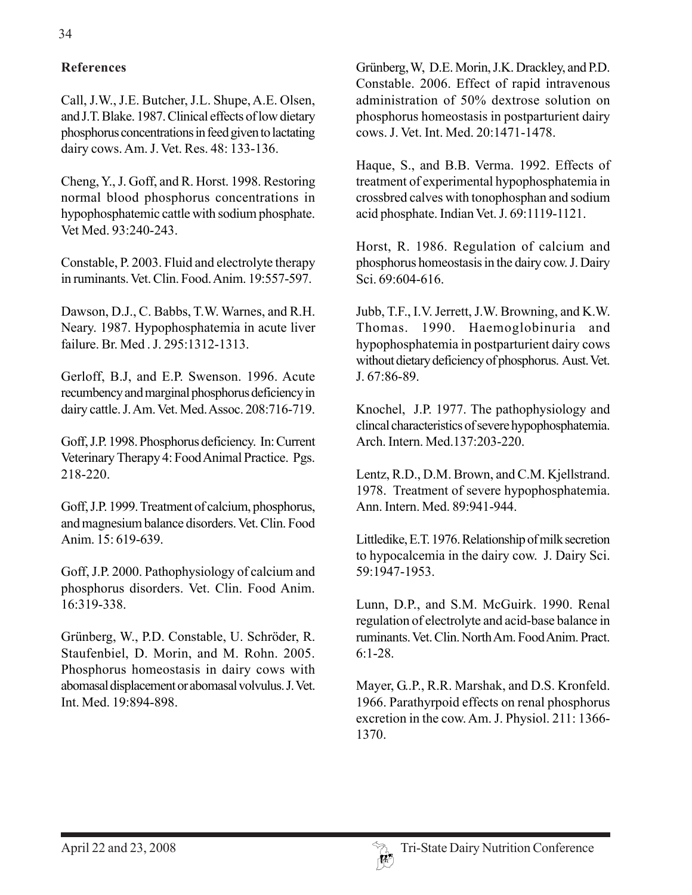## References

Call, J.W., J.E. Butcher, J.L. Shupe, A.E. Olsen, and J.T. Blake. 1987. Clinical effects of low dietary phosphorus concentrations in feed given to lactating dairy cows. Am. J. Vet. Res. 48: 133-136.

Cheng, Y., J. Goff, and R. Horst. 1998. Restoring normal blood phosphorus concentrations in hypophosphatemic cattle with sodium phosphate. Vet Med. 93:240-243.

Constable, P. 2003. Fluid and electrolyte therapy in ruminants. Vet. Clin. Food. Anim. 19:557-597.

Dawson, D.J., C. Babbs, T.W. Warnes, and R.H. Neary. 1987. Hypophosphatemia in acute liver failure. Br. Med . J. 295:1312-1313.

Gerloff, B.J, and E.P. Swenson. 1996. Acute recumbency and marginal phosphorus deficiency in dairy cattle. J. Am. Vet. Med. Assoc. 208:716-719.

Goff, J.P. 1998. Phosphorus deficiency. In: Current Veterinary Therapy 4: Food Animal Practice. Pgs. 218-220.

Goff, J.P. 1999. Treatment of calcium, phosphorus, and magnesium balance disorders. Vet. Clin. Food Anim. 15: 619-639.

Goff, J.P. 2000. Pathophysiology of calcium and phosphorus disorders. Vet. Clin. Food Anim. 16:319-338.

Grünberg, W., P.D. Constable, U. Schröder, R. Staufenbiel, D. Morin, and M. Rohn. 2005. Phosphorus homeostasis in dairy cows with abomasal displacement or abomasal volvulus. J. Vet. Int. Med. 19:894-898.

Grünberg, W, D.E. Morin, J.K. Drackley, and P.D. Constable. 2006. Effect of rapid intravenous administration of 50% dextrose solution on phosphorus homeostasis in postparturient dairy cows. J. Vet. Int. Med. 20:1471-1478.

Haque, S., and B.B. Verma. 1992. Effects of treatment of experimental hypophosphatemia in crossbred calves with tonophosphan and sodium acid phosphate. Indian Vet. J. 69:1119-1121.

Horst, R. 1986. Regulation of calcium and phosphorus homeostasis in the dairy cow. J. Dairy Sci. 69:604-616.

Jubb, T.F., I.V. Jerrett, J.W. Browning, and K.W. Thomas. 1990. Haemoglobinuria and hypophosphatemia in postparturient dairy cows without dietary deficiency of phosphorus. Aust. Vet. J. 67:86-89.

Knochel, J.P. 1977. The pathophysiology and clincal characteristics of severe hypophosphatemia. Arch. Intern. Med.137:203-220.

Lentz, R.D., D.M. Brown, and C.M. Kjellstrand. 1978. Treatment of severe hypophosphatemia. Ann. Intern. Med. 89:941-944.

Littledike, E.T. 1976. Relationship of milk secretion to hypocalcemia in the dairy cow. J. Dairy Sci. 59:1947-1953.

Lunn, D.P., and S.M. McGuirk. 1990. Renal regulation of electrolyte and acid-base balance in ruminants. Vet. Clin. North Am. Food Anim. Pract. 6:1-28.

Mayer, G..P., R.R. Marshak, and D.S. Kronfeld. 1966. Parathyrpoid effects on renal phosphorus excretion in the cow. Am. J. Physiol. 211: 1366-1370.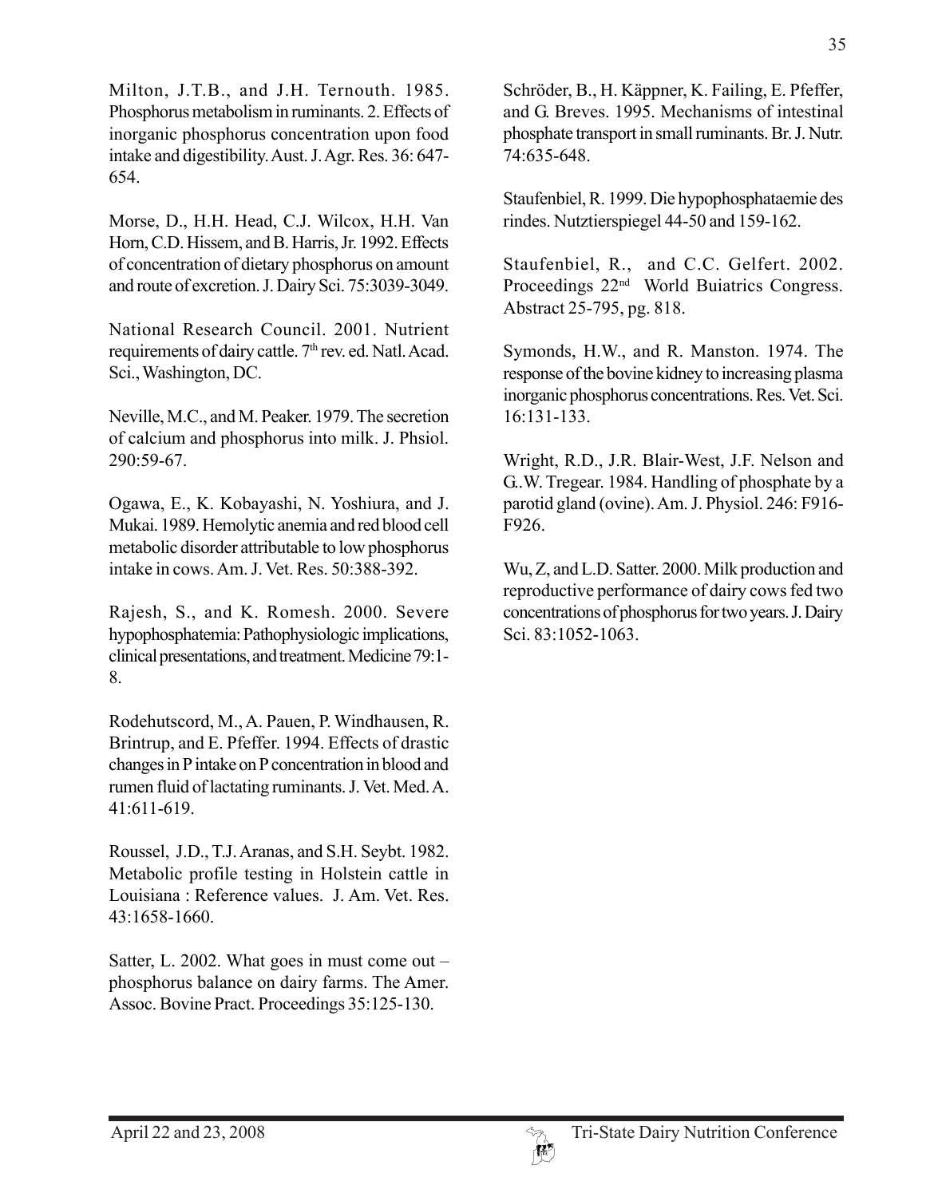Milton, J.T.B., and J.H. Ternouth. 1985. Phosphorus metabolism in ruminants. 2. Effects of inorganic phosphorus concentration upon food intake and digestibility. Aust. J. Agr. Res. 36: 647-654.

Morse, D., H.H. Head, C.J. Wilcox, H.H. Van Horn, C.D. Hissem, and B. Harris, Jr. 1992. Effects of concentration of dietary phosphorus on amount and route of excretion. J. Dairy Sci. 75:3039-3049.

National Research Council. 2001. Nutrient requirements of dairy cattle. 7th rev. ed. Natl. Acad. Sci., Washington, DC.

Neville, M.C., and M. Peaker. 1979. The secretion of calcium and phosphorus into milk. J. Phsiol. 290:59-67.

Ogawa, E., K. Kobayashi, N. Yoshiura, and J. Mukai. 1989. Hemolytic anemia and red blood cell metabolic disorder attributable to low phosphorus intake in cows. Am. J. Vet. Res. 50:388-392.

Rajesh, S., and K. Romesh. 2000. Severe hypophosphatemia: Pathophysiologic implications, clinical presentations, and treatment. Medicine 79:1-8.

Rodehutscord, M., A. Pauen, P. Windhausen, R. Brintrup, and E. Pfeffer. 1994. Effects of drastic changes in P intake on P concentration in blood and rumen fluid of lactating ruminants. J. Vet. Med. A. 41:611-619.

Roussel, J.D., T.J. Aranas, and S.H. Seybt. 1982. Metabolic profile testing in Holstein cattle in Louisiana : Reference values. J. Am. Vet. Res. 43:1658-1660.

Satter, L. 2002. What goes in must come out – phosphorus balance on dairy farms. The Amer. Assoc. Bovine Pract. Proceedings 35:125-130.

Schröder, B., H. Käppner, K. Failing, E. Pfeffer, and G. Breves. 1995. Mechanisms of intestinal phosphate transport in small ruminants. Br. J. Nutr. 74:635-648.

Staufenbiel, R. 1999. Die hypophosphataemie des rindes. Nutztierspiegel 44-50 and 159-162.

Staufenbiel, R., and C.C. Gelfert. 2002. Proceedings 22nd World Buiatrics Congress. Abstract 25-795, pg. 818.

Symonds, H.W., and R. Manston. 1974. The response of the bovine kidney to increasing plasma inorganic phosphorus concentrations. Res. Vet. Sci. 16:131-133.

Wright, R.D., J.R. Blair-West, J.F. Nelson and G..W. Tregear. 1984. Handling of phosphate by a parotid gland (ovine). Am. J. Physiol. 246: F916-F926.

Wu, Z, and L.D. Satter. 2000. Milk production and reproductive performance of dairy cows fed two concentrations of phosphorus for two years. J. Dairy Sci. 83:1052-1063.